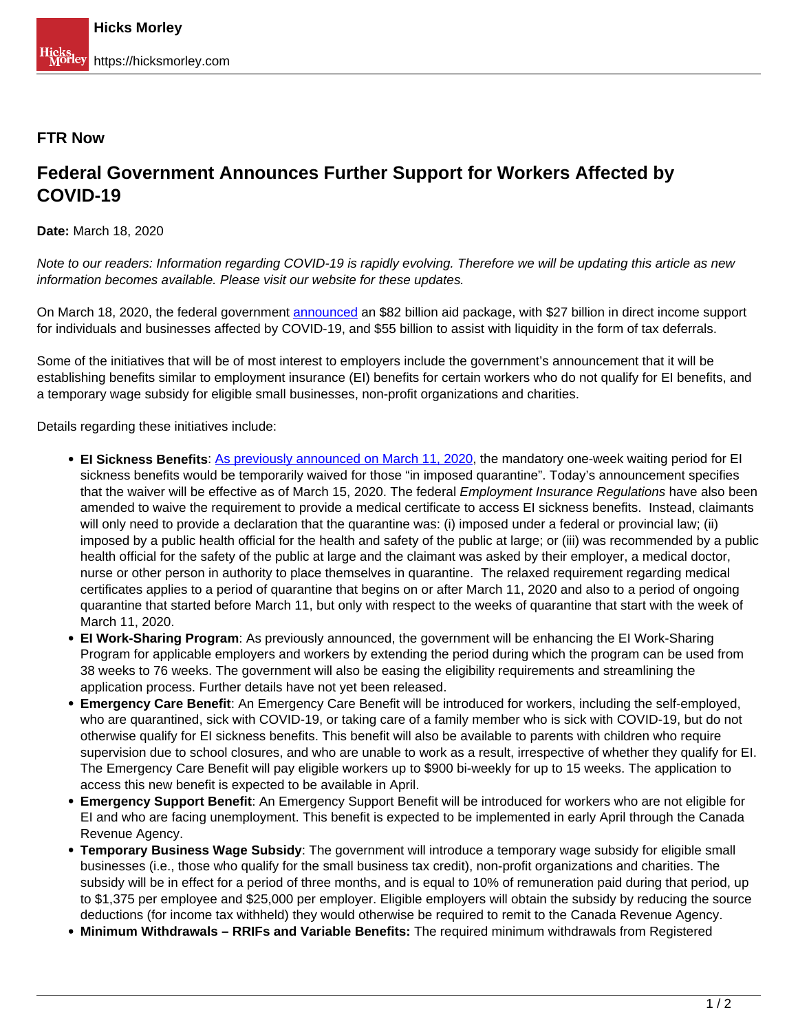**FTR Now**

# Federal Government Announces Further Support for Workers Affected by COVID-19

**Date:** March 18, 2020

*Note to our readers: Information regarding COVID-19 is rapidly evolving. Therefore we will be updating this article as new information becomes available. Please visit our website for these updates.*

On March 18, 2020, the federal government announced an $82 billion aid package, with $27 billion in direct income support for individuals and businesses affected by COVID-19, and $55 billion to assist with liquidity in the form of tax deferrals.

Some of the initiatives that will be of most interest to employers include the government's announcement that it will be establishing benefits similar to employment insurance (EI) benefits for certain workers who do not qualify for EI benefits, and a temporary wage subsidy for eligible small businesses, non-profit organizations and charities.

Details regarding these initiatives include:

- **EI Sickness Benefits**: As previously announced on March 11, 2020, the mandatory one-week waiting period for EI sickness benefits would be temporarily waived for those "in imposed quarantine". Today's announcement specifies that the waiver will be effective as of March 15, 2020. The federal *Employment Insurance Regulations* have also been amended to waive the requirement to provide a medical certificate to access EI sickness benefits. Instead, claimants will only need to provide a declaration that the quarantine was: (i) imposed under a federal or provincial law; (ii) imposed by a public health official for the health and safety of the public at large; or (iii) was recommended by a public health official for the safety of the public at large and the claimant was asked by their employer, a medical doctor, nurse or other person in authority to place themselves in quarantine. The relaxed requirement regarding medical certificates applies to a period of quarantine that begins on or after March 11, 2020 and also to a period of ongoing quarantine that started before March 11, but only with respect to the weeks of quarantine that start with the week of March 11, 2020.
- **EI Work-Sharing Program**: As previously announced, the government will be enhancing the EI Work-Sharing Program for applicable employers and workers by extending the period during which the program can be used from 38 weeks to 76 weeks. The government will also be easing the eligibility requirements and streamlining the application process. Further details have not yet been released.
- **Emergency Care Benefit**: An Emergency Care Benefit will be introduced for workers, including the self-employed, who are quarantined, sick with COVID-19, or taking care of a family member who is sick with COVID-19, but do not otherwise qualify for EI sickness benefits. This benefit will also be available to parents with children who require supervision due to school closures, and who are unable to work as a result, irrespective of whether they qualify for EI. The Emergency Care Benefit will pay eligible workers up to $900 bi-weekly for up to 15 weeks. The application to access this new benefit is expected to be available in April.
- **Emergency Support Benefit**: An Emergency Support Benefit will be introduced for workers who are not eligible for EI and who are facing unemployment. This benefit is expected to be implemented in early April through the Canada Revenue Agency.
- **Temporary Business Wage Subsidy**: The government will introduce a temporary wage subsidy for eligible small businesses (i.e., those who qualify for the small business tax credit), non-profit organizations and charities. The subsidy will be in effect for a period of three months, and is equal to 10% of remuneration paid during that period, up to $1,375 per employee and $25,000 per employer. Eligible employers will obtain the subsidy by reducing the source deductions (for income tax withheld) they would otherwise be required to remit to the Canada Revenue Agency.
- **Minimum Withdrawals – RRIFs and Variable Benefits:** The required minimum withdrawals from Registered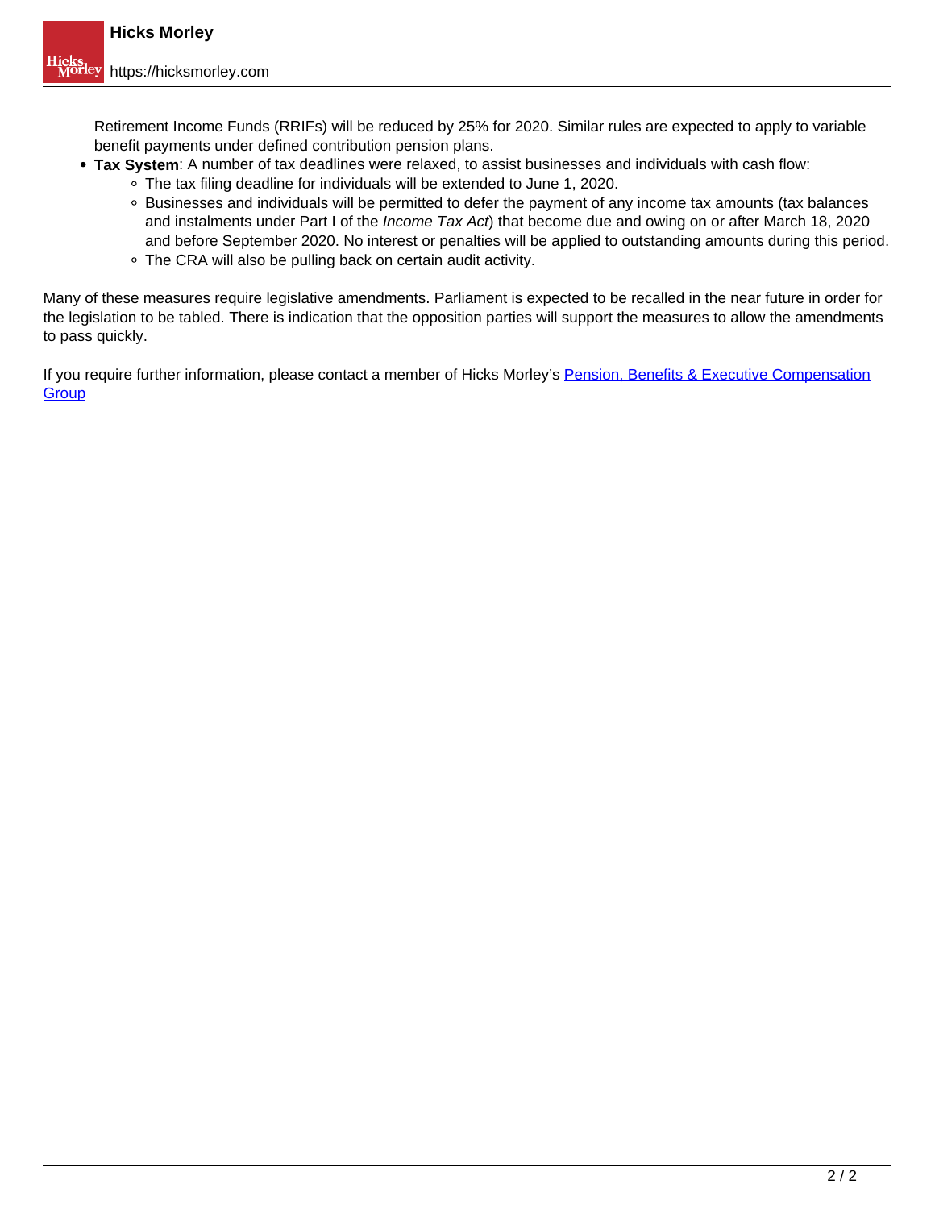Retirement Income Funds (RRIFs) will be reduced by 25% for 2020. Similar rules are expected to apply to variable benefit payments under defined contribution pension plans.

- **Tax System**: A number of tax deadlines were relaxed, to assist businesses and individuals with cash flow:
  - The tax filing deadline for individuals will be extended to June 1, 2020.
  - Businesses and individuals will be permitted to defer the payment of any income tax amounts (tax balances and instalments under Part I of the *Income Tax Act*) that become due and owing on or after March 18, 2020 and before September 2020. No interest or penalties will be applied to outstanding amounts during this period.
  - The CRA will also be pulling back on certain audit activity.

Many of these measures require legislative amendments. Parliament is expected to be recalled in the near future in order for the legislation to be tabled. There is indication that the opposition parties will support the measures to allow the amendments to pass quickly.

If you require further information, please contact a member of Hicks Morley's Pension, Benefits & Executive Compensation Group